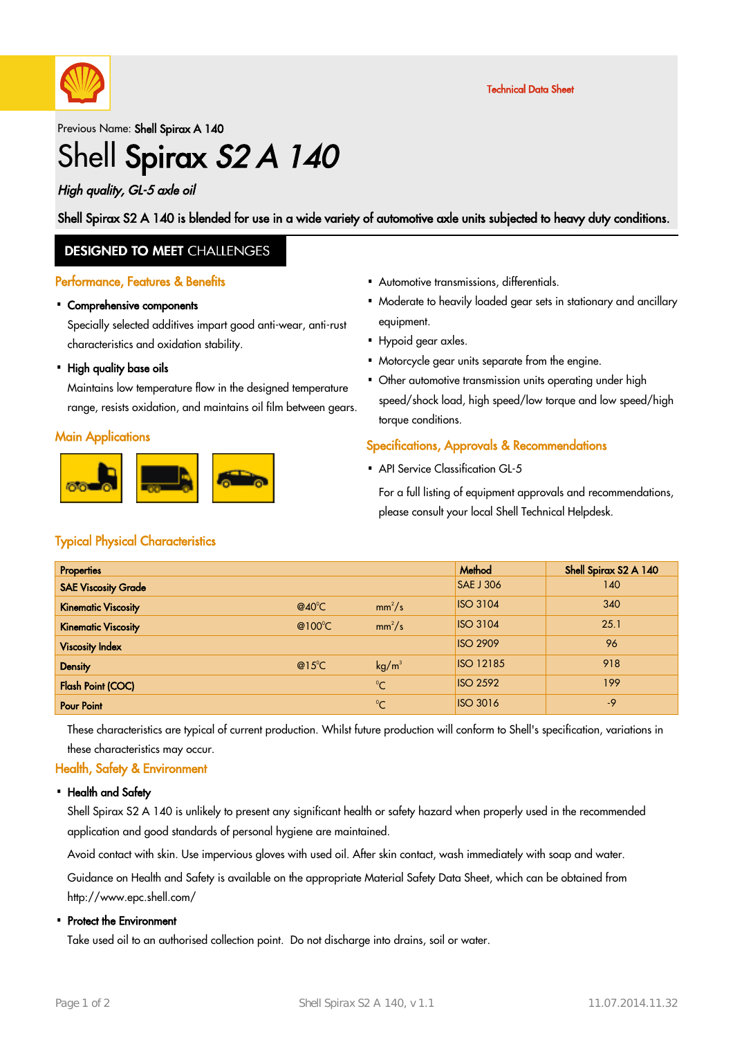Technical Data Sheet

Previous Name: **Shell Spirax A 140**

# Shell **Spirax** *S2 A 140*

***High quality, GL-5 axle oil***

**Shell Spirax S2 A 140 is blended for use in a wide variety of automotive axle units subjected to heavy duty conditions.**

## DESIGNED TO MEET CHALLENGES

### Performance, Features & Benefits

- **Comprehensive components**

  Specially selected additives impart good anti-wear, anti-rust characteristics and oxidation stability.

- **High quality base oils**

  Maintains low temperature flow in the designed temperature range, resists oxidation, and maintains oil film between gears.

### Main Applications

- Automotive transmissions, differentials.
- Moderate to heavily loaded gear sets in stationary and ancillary equipment.
- Hypoid gear axles.
- Motorcycle gear units separate from the engine.
- Other automotive transmission units operating under high speed/shock load, high speed/low torque and low speed/high torque conditions.

### Specifications, Approvals & Recommendations

- API Service Classification GL-5

  For a full listing of equipment approvals and recommendations, please consult your local Shell Technical Helpdesk.

### Typical Physical Characteristics

| Properties | | | Method | Shell Spirax S2 A 140 |
|---|---|---|---|---|
| **SAE Viscosity Grade** | | | SAE J 306 | 140 |
| **Kinematic Viscosity** | @40°C | $mm^2/s$ | ISO 3104 | 340 |
| **Kinematic Viscosity** | @100°C | $mm^2/s$ | ISO 3104 | 25.1 |
| **Viscosity Index** | | | ISO 2909 | 96 |
| **Density** | @15°C | $kg/m^3$ | ISO 12185 | 918 |
| **Flash Point (COC)** | | °C | ISO 2592 | 199 |
| **Pour Point** | | °C | ISO 3016 | -9 |

These characteristics are typical of current production. Whilst future production will conform to Shell's specification, variations in these characteristics may occur.

### Health, Safety & Environment

- **Health and Safety**

  Shell Spirax S2 A 140 is unlikely to present any significant health or safety hazard when properly used in the recommended application and good standards of personal hygiene are maintained.

  Avoid contact with skin. Use impervious gloves with used oil. After skin contact, wash immediately with soap and water.

  Guidance on Health and Safety is available on the appropriate Material Safety Data Sheet, which can be obtained from http://www.epc.shell.com/

- **Protect the Environment**

  Take used oil to an authorised collection point. Do not discharge into drains, soil or water.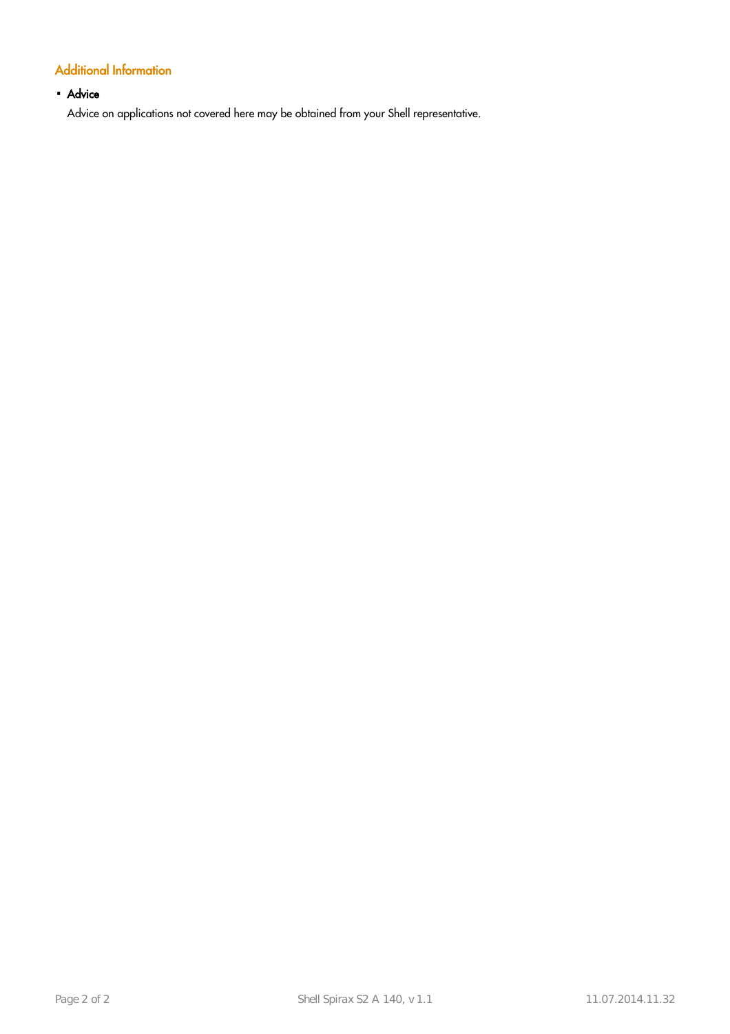## Additional Information

- **Advice**

  Advice on applications not covered here may be obtained from your Shell representative.